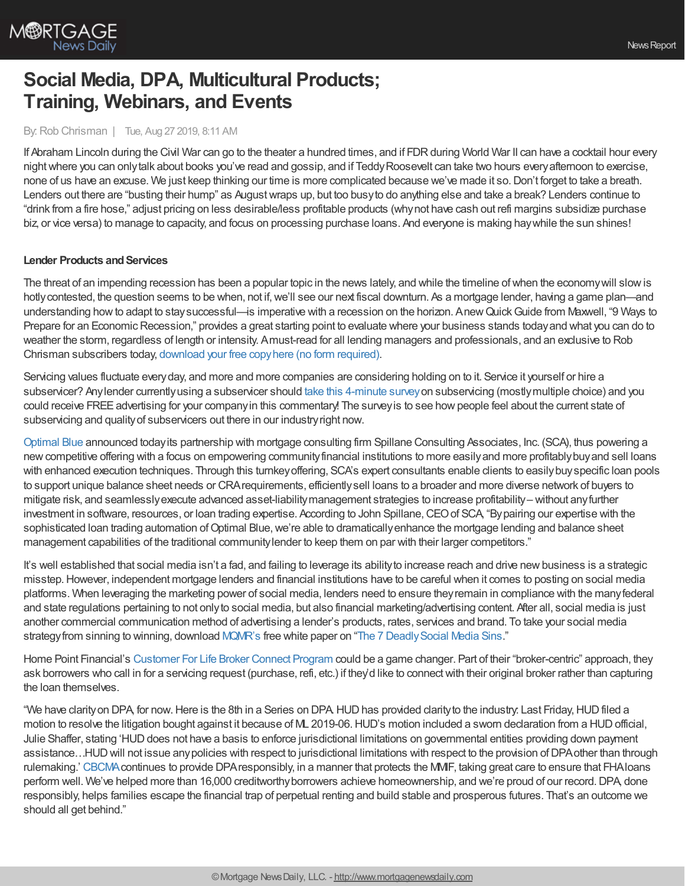# Social Media, DPA, Multicultural Products; Training, Webinars, and Events

By: Rob Chrisman | Tue, Aug 27 2019, 8:11 AM

If Abraham Lincoln during the Civil War can go to the theater a hundred times, and if FDR during World War II can have a cocktail hour every night where you can only talk about books you've read and gossip, and if Teddy Roosevelt can take two hours every afternoon to exercise, none of us have an excuse. We just keep thinking our time is more complicated because we've made it so. Don't forget to take a breath. Lenders out there are "busting their hump" as August wraps up, but too busy to do anything else and take a break? Lenders continue to "drink from a fire hose," adjust pricing on less desirable/less profitable products (why not have cash out refi margins subsidize purchase biz, or vice versa) to manage to capacity, and focus on processing purchase loans. And everyone is making hay while the sun shines!

**Lender Products and Services**

The threat of an impending recession has been a popular topic in the news lately, and while the timeline of when the economy will slow is hotly contested, the question seems to be when, not if, we'll see our next fiscal downturn. As a mortgage lender, having a game plan—and understanding how to adapt to stay successful—is imperative with a recession on the horizon. A new Quick Guide from Maxwell, "9 Ways to Prepare for an Economic Recession," provides a great starting point to evaluate where your business stands today and what you can do to weather the storm, regardless of length or intensity. A must-read for all lending managers and professionals, and an exclusive to Rob Chrisman subscribers today, download your free copy here (no form required).

Servicing values fluctuate every day, and more and more companies are considering holding on to it. Service it yourself or hire a subservicer? Any lender currently using a subservicer should take this 4-minute survey on subservicing (mostly multiple choice) and you could receive FREE advertising for your company in this commentary! The survey is to see how people feel about the current state of subservicing and quality of subservicers out there in our industry right now.

Optimal Blue announced today its partnership with mortgage consulting firm Spillane Consulting Associates, Inc. (SCA), thus powering a new competitive offering with a focus on empowering community financial institutions to more easily and more profitably buy and sell loans with enhanced execution techniques. Through this turnkey offering, SCA's expert consultants enable clients to easily buy specific loan pools to support unique balance sheet needs or CRA requirements, efficiently sell loans to a broader and more diverse network of buyers to mitigate risk, and seamlessly execute advanced asset-liability management strategies to increase profitability – without any further investment in software, resources, or loan trading expertise. According to John Spillane, CEO of SCA, "By pairing our expertise with the sophisticated loan trading automation of Optimal Blue, we're able to dramatically enhance the mortgage lending and balance sheet management capabilities of the traditional community lender to keep them on par with their larger competitors."

It's well established that social media isn't a fad, and failing to leverage its ability to increase reach and drive new business is a strategic misstep. However, independent mortgage lenders and financial institutions have to be careful when it comes to posting on social media platforms. When leveraging the marketing power of social media, lenders need to ensure they remain in compliance with the many federal and state regulations pertaining to not only to social media, but also financial marketing/advertising content. After all, social media is just another commercial communication method of advertising a lender's products, rates, services and brand. To take your social media strategy from sinning to winning, download MQMR's free white paper on "The 7 Deadly Social Media Sins."

Home Point Financial's Customer For Life Broker Connect Program could be a game changer. Part of their "broker-centric" approach, they ask borrowers who call in for a servicing request (purchase, refi, etc.) if they'd like to connect with their original broker rather than capturing the loan themselves.

"We have clarity on DPA, for now. Here is the 8th in a Series on DPA. HUD has provided clarity to the industry: Last Friday, HUD filed a motion to resolve the litigation bought against it because of ML 2019-06. HUD's motion included a sworn declaration from a HUD official, Julie Shaffer, stating 'HUD does not have a basis to enforce jurisdictional limitations on governmental entities providing down payment assistance…HUD will not issue any policies with respect to jurisdictional limitations with respect to the provision of DPA other than through rulemaking.' CBCMA continues to provide DPA responsibly, in a manner that protects the MMIF, taking great care to ensure that FHA loans perform well. We've helped more than 16,000 creditworthy borrowers achieve homeownership, and we're proud of our record. DPA, done responsibly, helps families escape the financial trap of perpetual renting and build stable and prosperous futures. That's an outcome we should all get behind."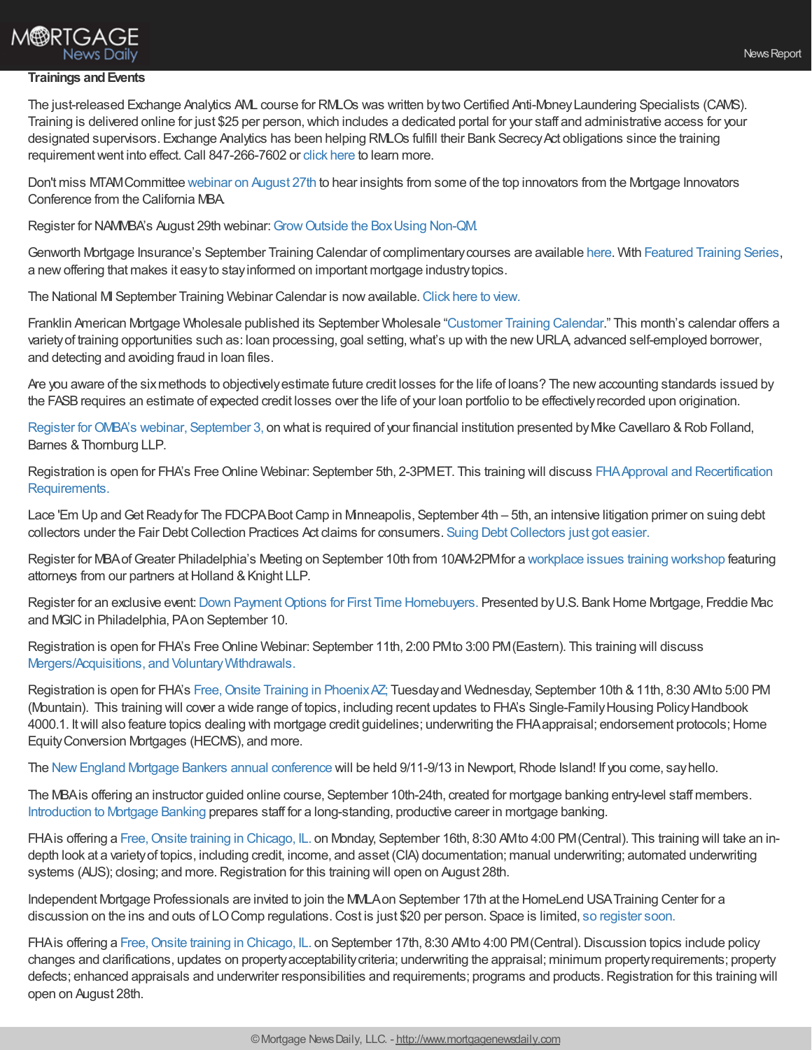**Trainings and Events**

The just-released Exchange Analytics AML course for RMLOs was written by two Certified Anti-Money Laundering Specialists (CAMS). Training is delivered online for just $25 per person, which includes a dedicated portal for your staff and administrative access for your designated supervisors. Exchange Analytics has been helping RMLOs fulfill their Bank Secrecy Act obligations since the training requirement went into effect. Call 847-266-7602 or click here to learn more.

Don't miss MTAM Committee webinar on August 27th to hear insights from some of the top innovators from the Mortgage Innovators Conference from the California MBA.

Register for NAMMBA's August 29th webinar: Grow Outside the Box Using Non-QM.

Genworth Mortgage Insurance's September Training Calendar of complimentary courses are available here. With Featured Training Series, a new offering that makes it easy to stay informed on important mortgage industry topics.

The National MI September Training Webinar Calendar is now available. Click here to view.

Franklin American Mortgage Wholesale published its September Wholesale "Customer Training Calendar." This month's calendar offers a variety of training opportunities such as: loan processing, goal setting, what's up with the new URLA, advanced self-employed borrower, and detecting and avoiding fraud in loan files.

Are you aware of the six methods to objectively estimate future credit losses for the life of loans? The new accounting standards issued by the FASB requires an estimate of expected credit losses over the life of your loan portfolio to be effectively recorded upon origination.

Register for OMBA's webinar, September 3, on what is required of your financial institution presented by Mike Cavellaro & Rob Folland, Barnes & Thornburg LLP.

Registration is open for FHA's Free Online Webinar: September 5th, 2-3PM ET. This training will discuss FHA Approval and Recertification Requirements.

Lace 'Em Up and Get Ready for The FDCPA Boot Camp in Minneapolis, September 4th – 5th, an intensive litigation primer on suing debt collectors under the Fair Debt Collection Practices Act claims for consumers. Suing Debt Collectors just got easier.

Register for MBA of Greater Philadelphia's Meeting on September 10th from 10AM-2PM for a workplace issues training workshop featuring attorneys from our partners at Holland & Knight LLP.

Register for an exclusive event: Down Payment Options for First Time Homebuyers. Presented by U.S. Bank Home Mortgage, Freddie Mac and MGIC in Philadelphia, PA on September 10.

Registration is open for FHA's Free Online Webinar: September 11th, 2:00 PM to 3:00 PM (Eastern). This training will discuss Mergers/Acquisitions, and Voluntary Withdrawals.

Registration is open for FHA's Free, Onsite Training in Phoenix AZ; Tuesday and Wednesday, September 10th & 11th, 8:30 AM to 5:00 PM (Mountain). This training will cover a wide range of topics, including recent updates to FHA's Single-Family Housing Policy Handbook 4000.1. It will also feature topics dealing with mortgage credit guidelines; underwriting the FHA appraisal; endorsement protocols; Home Equity Conversion Mortgages (HECMS), and more.

The New England Mortgage Bankers annual conference will be held 9/11-9/13 in Newport, Rhode Island! If you come, say hello.

The MBA is offering an instructor guided online course, September 10th-24th, created for mortgage banking entry-level staff members. Introduction to Mortgage Banking prepares staff for a long-standing, productive career in mortgage banking.

FHA is offering a Free, Onsite training in Chicago, IL. on Monday, September 16th, 8:30 AM to 4:00 PM (Central). This training will take an in-depth look at a variety of topics, including credit, income, and asset (CIA) documentation; manual underwriting; automated underwriting systems (AUS); closing; and more. Registration for this training will open on August 28th.

Independent Mortgage Professionals are invited to join the MMLA on September 17th at the HomeLend USA Training Center for a discussion on the ins and outs of LO Comp regulations. Cost is just $20 per person. Space is limited, so register soon.

FHA is offering a Free, Onsite training in Chicago, IL. on September 17th, 8:30 AM to 4:00 PM (Central). Discussion topics include policy changes and clarifications, updates on property acceptability criteria; underwriting the appraisal; minimum property requirements; property defects; enhanced appraisals and underwriter responsibilities and requirements; programs and products. Registration for this training will open on August 28th.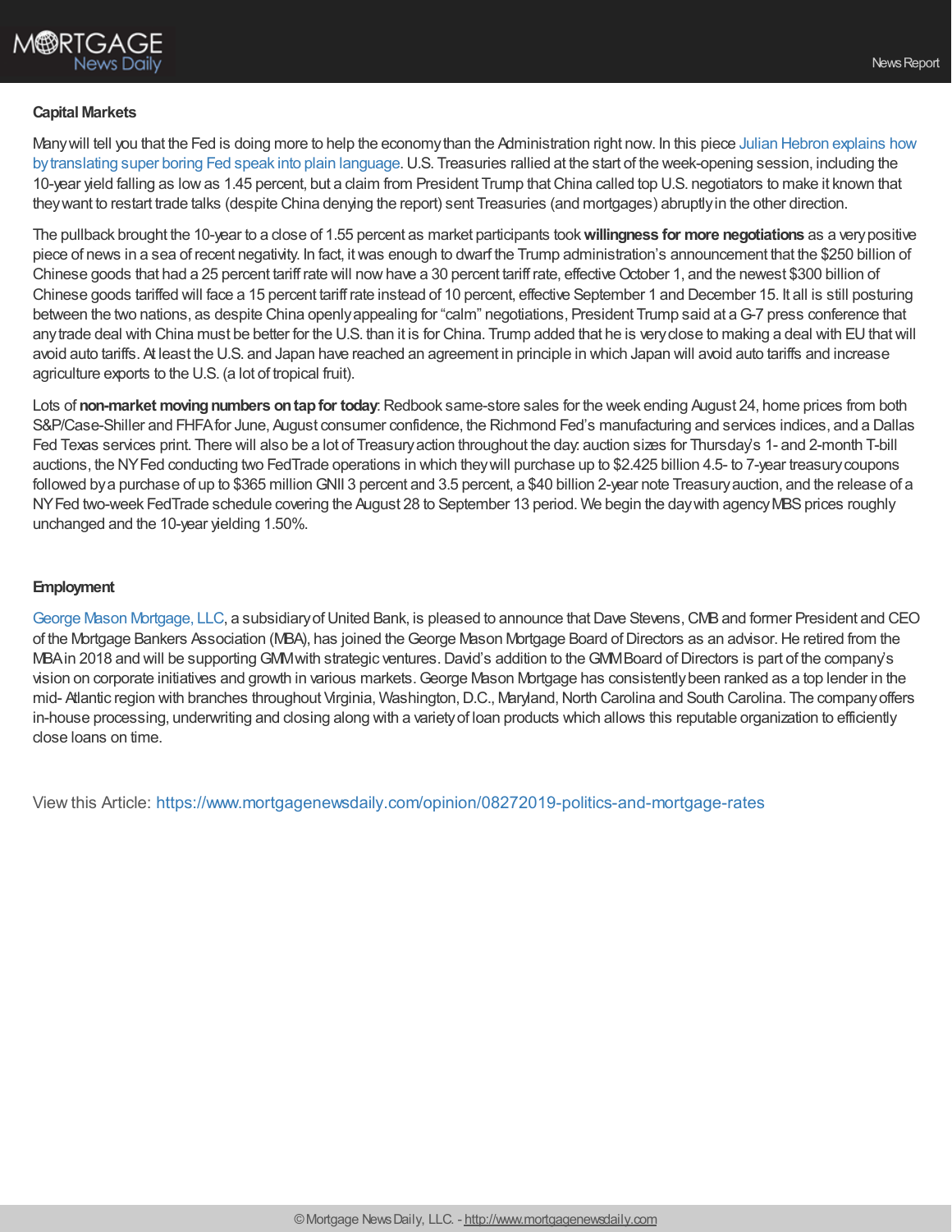**Capital Markets**

Many will tell you that the Fed is doing more to help the economy than the Administration right now. In this piece Julian Hebron explains how by translating super boring Fed speak into plain language. U.S. Treasuries rallied at the start of the week-opening session, including the 10-year yield falling as low as 1.45 percent, but a claim from President Trump that China called top U.S. negotiators to make it known that they want to restart trade talks (despite China denying the report) sent Treasuries (and mortgages) abruptly in the other direction.

The pullback brought the 10-year to a close of 1.55 percent as market participants took **willingness for more negotiations** as a very positive piece of news in a sea of recent negativity. In fact, it was enough to dwarf the Trump administration's announcement that the $250 billion of Chinese goods that had a 25 percent tariff rate will now have a 30 percent tariff rate, effective October 1, and the newest $300 billion of Chinese goods tariffed will face a 15 percent tariff rate instead of 10 percent, effective September 1 and December 15. It all is still posturing between the two nations, as despite China openly appealing for "calm" negotiations, President Trump said at a G-7 press conference that any trade deal with China must be better for the U.S. than it is for China. Trump added that he is very close to making a deal with EU that will avoid auto tariffs. At least the U.S. and Japan have reached an agreement in principle in which Japan will avoid auto tariffs and increase agriculture exports to the U.S. (a lot of tropical fruit).

Lots of **non-market moving numbers on tap for today**: Redbook same-store sales for the week ending August 24, home prices from both S&P/Case-Shiller and FHFA for June, August consumer confidence, the Richmond Fed's manufacturing and services indices, and a Dallas Fed Texas services print. There will also be a lot of Treasury action throughout the day: auction sizes for Thursday's 1- and 2-month T-bill auctions, the NY Fed conducting two FedTrade operations in which they will purchase up to $2.425 billion 4.5- to 7-year treasury coupons followed by a purchase of up to $365 million GNII 3 percent and 3.5 percent, a $40 billion 2-year note Treasury auction, and the release of a NY Fed two-week FedTrade schedule covering the August 28 to September 13 period. We begin the day with agency MBS prices roughly unchanged and the 10-year yielding 1.50%.

**Employment**

George Mason Mortgage, LLC, a subsidiary of United Bank, is pleased to announce that Dave Stevens, CMB and former President and CEO of the Mortgage Bankers Association (MBA), has joined the George Mason Mortgage Board of Directors as an advisor. He retired from the MBA in 2018 and will be supporting GMM with strategic ventures. David's addition to the GMM Board of Directors is part of the company's vision on corporate initiatives and growth in various markets. George Mason Mortgage has consistently been ranked as a top lender in the mid- Atlantic region with branches throughout Virginia, Washington, D.C., Maryland, North Carolina and South Carolina. The company offers in-house processing, underwriting and closing along with a variety of loan products which allows this reputable organization to efficiently close loans on time.

View this Article: https://www.mortgagenewsdaily.com/opinion/08272019-politics-and-mortgage-rates